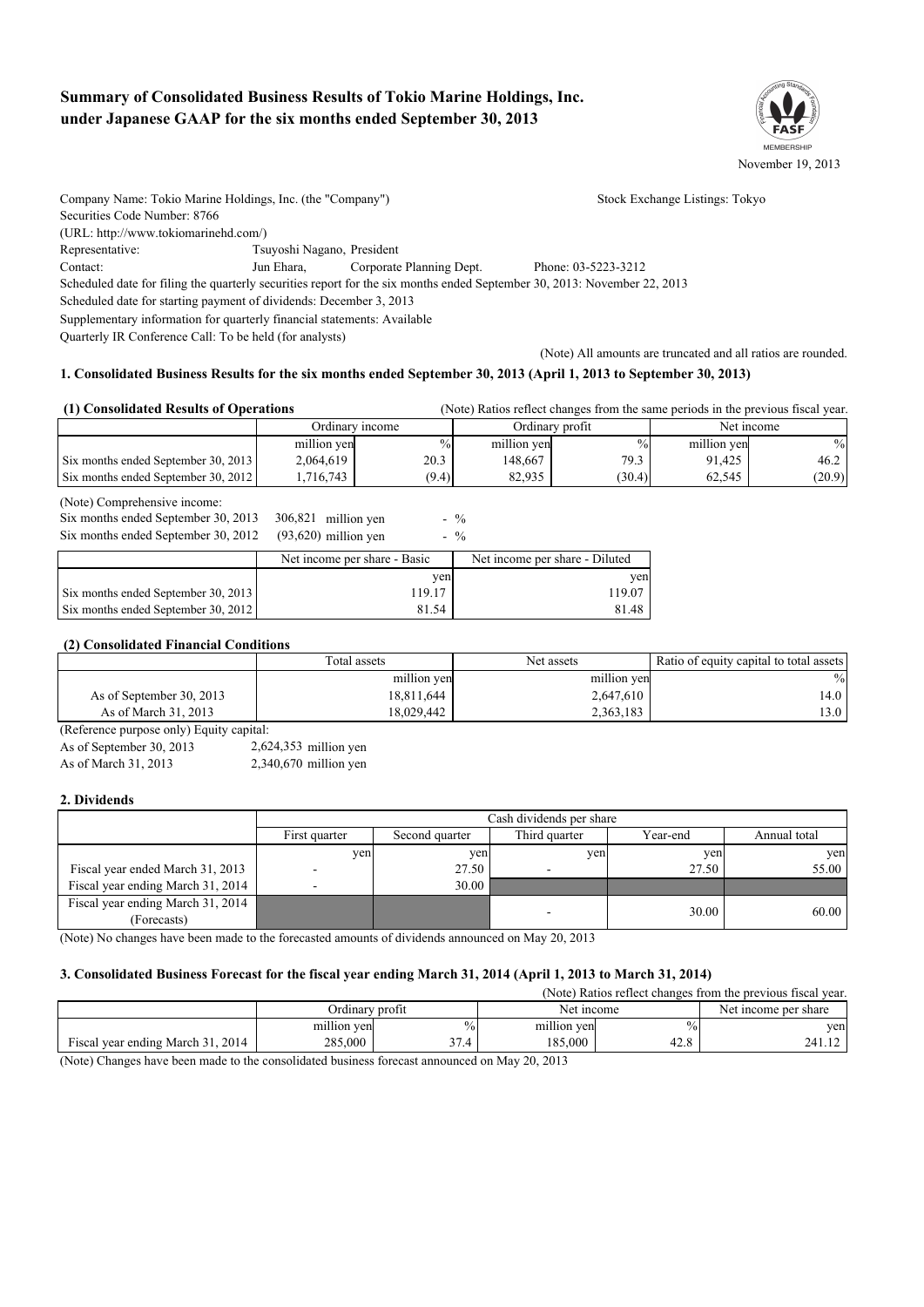# Summary of Consolidated Business Results of Tokio Marine Holdings, Inc. under Japanese GAAP for the six months ended September 30, 2013

November 19, 2013

Company Name: Tokio Marine Holdings, Inc. (the "Company") Stock Exchange Listings: Tokyo
Securities Code Number: 8766
(URL: http://www.tokiomarinehd.com/)
Representative: Tsuyoshi Nagano, President
Contact: Jun Ehara, Corporate Planning Dept. Phone: 03-5223-3212
Scheduled date for filing the quarterly securities report for the six months ended September 30, 2013: November 22, 2013
Scheduled date for starting payment of dividends: December 3, 2013
Supplementary information for quarterly financial statements: Available
Quarterly IR Conference Call: To be held (for analysts)

(Note) All amounts are truncated and all ratios are rounded.

## 1. Consolidated Business Results for the six months ended September 30, 2013 (April 1, 2013 to September 30, 2013)

### (1) Consolidated Results of Operations

(Note) Ratios reflect changes from the same periods in the previous fiscal year.

| | Ordinary income | | Ordinary profit | | Net income | |
|---|---|---|---|---|---|---|
| | million yen | % | million yen | % | million yen | % |
| Six months ended September 30, 2013 | 2,064,619 | 20.3 | 148,667 | 79.3 | 91,425 | 46.2 |
| Six months ended September 30, 2012 | 1,716,743 | (9.4) | 82,935 | (30.4) | 62,545 | (20.9) |

(Note) Comprehensive income:
Six months ended September 30, 2013 306,821 million yen - %
Six months ended September 30, 2012 (93,620) million yen - %

| | Net income per share - Basic | Net income per share - Diluted |
|---|---|---|
| | yen | yen |
| Six months ended September 30, 2013 | 119.17 | 119.07 |
| Six months ended September 30, 2012 | 81.54 | 81.48 |

### (2) Consolidated Financial Conditions

| | Total assets | Net assets | Ratio of equity capital to total assets |
|---|---|---|---|
| | million yen | million yen | % |
| As of September 30, 2013 | 18,811,644 | 2,647,610 | 14.0 |
| As of March 31, 2013 | 18,029,442 | 2,363,183 | 13.0 |

(Reference purpose only) Equity capital:
As of September 30, 2013 2,624,353 million yen
As of March 31, 2013 2,340,670 million yen

## 2. Dividends

| | Cash dividends per share | | | | |
|---|---|---|---|---|---|
| | First quarter | Second quarter | Third quarter | Year-end | Annual total |
| | yen | yen | yen | yen | yen |
| Fiscal year ended March 31, 2013 | - | 27.50 | - | 27.50 | 55.00 |
| Fiscal year ending March 31, 2014 | - | 30.00 | | | |
| Fiscal year ending March 31, 2014 (Forecasts) | | | - | 30.00 | 60.00 |

(Note) No changes have been made to the forecasted amounts of dividends announced on May 20, 2013

## 3. Consolidated Business Forecast for the fiscal year ending March 31, 2014 (April 1, 2013 to March 31, 2014)

(Note) Ratios reflect changes from the previous fiscal year.

| | Ordinary profit | | Net income | | Net income per share |
|---|---|---|---|---|---|
| | million yen | % | million yen | % | yen |
| Fiscal year ending March 31, 2014 | 285,000 | 37.4 | 185,000 | 42.8 | 241.12 |

(Note) Changes have been made to the consolidated business forecast announced on May 20, 2013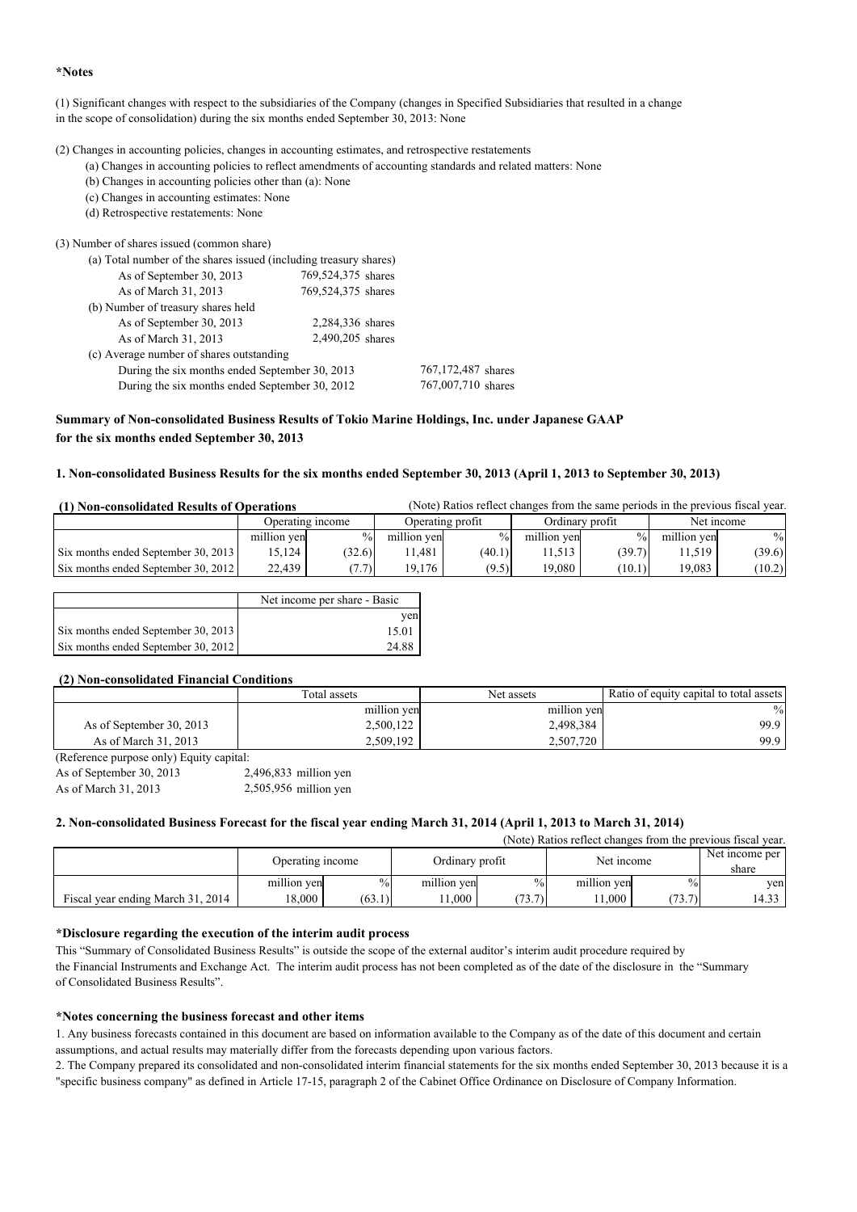**\*Notes**

(1) Significant changes with respect to the subsidiaries of the Company (changes in Specified Subsidiaries that resulted in a change in the scope of consolidation) during the six months ended September 30, 2013: None

(2) Changes in accounting policies, changes in accounting estimates, and retrospective restatements

- (a) Changes in accounting policies to reflect amendments of accounting standards and related matters: None
- (b) Changes in accounting policies other than (a): None
- (c) Changes in accounting estimates: None
- (d) Retrospective restatements: None

(3) Number of shares issued (common share)

| | |
|---|---|
| (a) Total number of the shares issued (including treasury shares) | |
| As of September 30, 2013 | 769,524,375 shares |
| As of March 31, 2013 | 769,524,375 shares |
| (b) Number of treasury shares held | |
| As of September 30, 2013 | 2,284,336 shares |
| As of March 31, 2013 | 2,490,205 shares |
| (c) Average number of shares outstanding | |
| During the six months ended September 30, 2013 | 767,172,487 shares |
| During the six months ended September 30, 2012 | 767,007,710 shares |

**Summary of Non-consolidated Business Results of Tokio Marine Holdings, Inc. under Japanese GAAP for the six months ended September 30, 2013**

### 1. Non-consolidated Business Results for the six months ended September 30, 2013 (April 1, 2013 to September 30, 2013)

**(1) Non-consolidated Results of Operations** (Note) Ratios reflect changes from the same periods in the previous fiscal year.

| | Operating income | | Operating profit | | Ordinary profit | | Net income | |
|---|---|---|---|---|---|---|---|---|
| | million yen | % | million yen | % | million yen | % | million yen | % |
| Six months ended September 30, 2013 | 15,124 | (32.6) | 11,481 | (40.1) | 11,513 | (39.7) | 11,519 | (39.6) |
| Six months ended September 30, 2012 | 22,439 | (7.7) | 19,176 | (9.5) | 19,080 | (10.1) | 19,083 | (10.2) |

| | Net income per share - Basic |
|---|---|
| | yen |
| Six months ended September 30, 2013 | 15.01 |
| Six months ended September 30, 2012 | 24.88 |

**(2) Non-consolidated Financial Conditions**

| | Total assets | Net assets | Ratio of equity capital to total assets |
|---|---|---|---|
| | million yen | million yen | % |
| As of September 30, 2013 | 2,500,122 | 2,498,384 | 99.9 |
| As of March 31, 2013 | 2,509,192 | 2,507,720 | 99.9 |

(Reference purpose only) Equity capital:
As of September 30, 2013 2,496,833 million yen
As of March 31, 2013 2,505,956 million yen

### 2. Non-consolidated Business Forecast for the fiscal year ending March 31, 2014 (April 1, 2013 to March 31, 2014)

(Note) Ratios reflect changes from the previous fiscal year.

| | Operating income | | Ordinary profit | | Net income | | Net income per share |
|---|---|---|---|---|---|---|---|
| | million yen | % | million yen | % | million yen | % | yen |
| Fiscal year ending March 31, 2014 | 18,000 | (63.1) | 11,000 | (73.7) | 11,000 | (73.7) | 14.33 |

**\*Disclosure regarding the execution of the interim audit process**

This "Summary of Consolidated Business Results" is outside the scope of the external auditor's interim audit procedure required by the Financial Instruments and Exchange Act. The interim audit process has not been completed as of the date of the disclosure in the "Summary of Consolidated Business Results".

**\*Notes concerning the business forecast and other items**

1. Any business forecasts contained in this document are based on information available to the Company as of the date of this document and certain assumptions, and actual results may materially differ from the forecasts depending upon various factors.
2. The Company prepared its consolidated and non-consolidated interim financial statements for the six months ended September 30, 2013 because it is a "specific business company" as defined in Article 17-15, paragraph 2 of the Cabinet Office Ordinance on Disclosure of Company Information.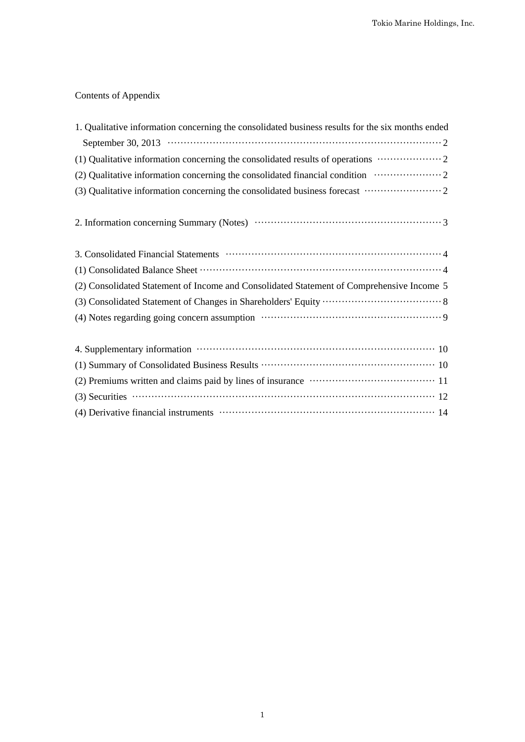Contents of Appendix

1. Qualitative information concerning the consolidated business results for the six months ended September 30, 2013 ········· 2
(1) Qualitative information concerning the consolidated results of operations ········· 2
(2) Qualitative information concerning the consolidated financial condition ········· 2
(3) Qualitative information concerning the consolidated business forecast ········· 2

2. Information concerning Summary (Notes) ········· 3

3. Consolidated Financial Statements ········· 4
(1) Consolidated Balance Sheet ········· 4
(2) Consolidated Statement of Income and Consolidated Statement of Comprehensive Income 5
(3) Consolidated Statement of Changes in Shareholders' Equity ········· 8
(4) Notes regarding going concern assumption ········· 9

4. Supplementary information ········· 10
(1) Summary of Consolidated Business Results ········· 10
(2) Premiums written and claims paid by lines of insurance ········· 11
(3) Securities ········· 12
(4) Derivative financial instruments ········· 14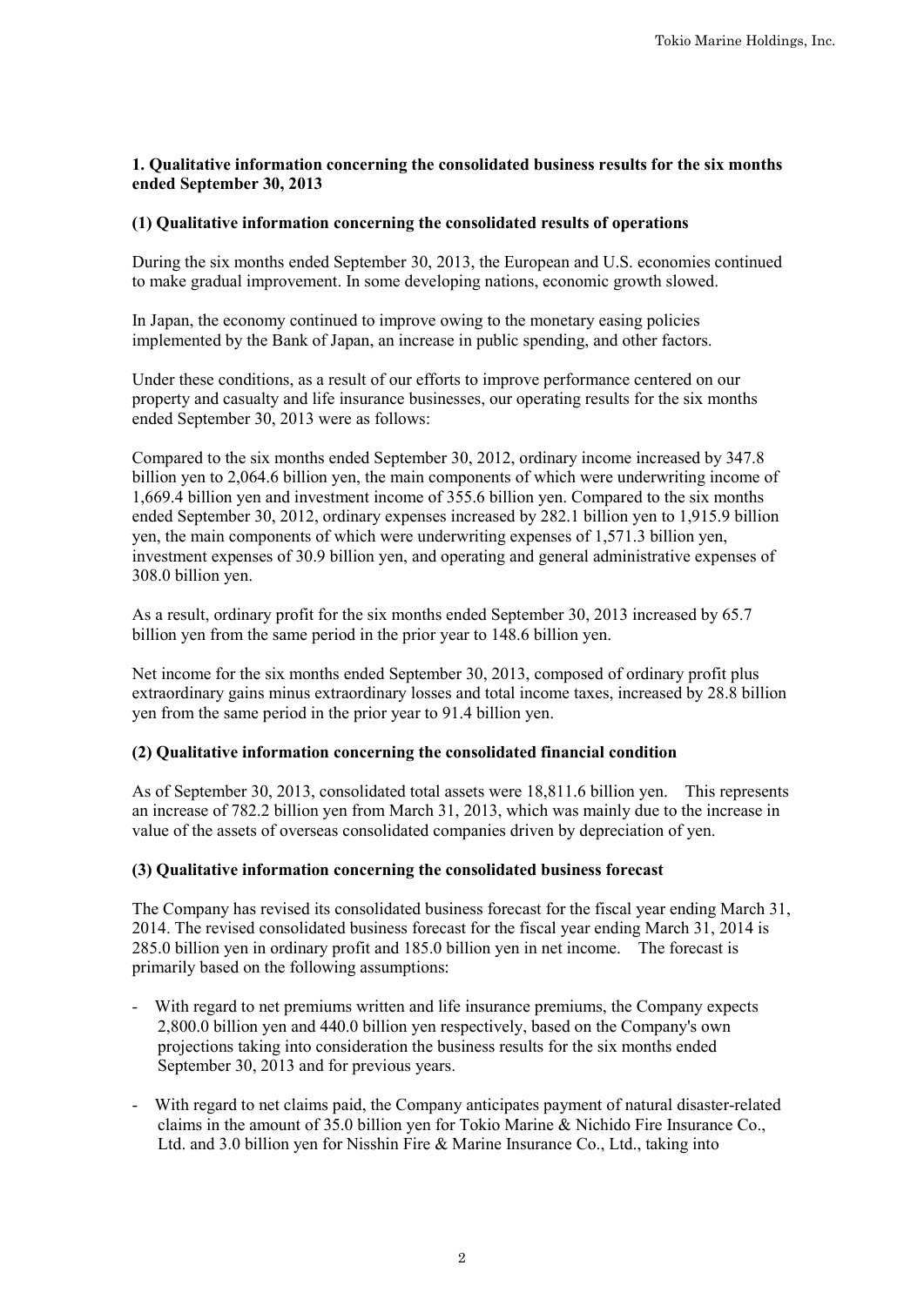## 1. Qualitative information concerning the consolidated business results for the six months ended September 30, 2013

### (1) Qualitative information concerning the consolidated results of operations

During the six months ended September 30, 2013, the European and U.S. economies continued to make gradual improvement. In some developing nations, economic growth slowed.

In Japan, the economy continued to improve owing to the monetary easing policies implemented by the Bank of Japan, an increase in public spending, and other factors.

Under these conditions, as a result of our efforts to improve performance centered on our property and casualty and life insurance businesses, our operating results for the six months ended September 30, 2013 were as follows:

Compared to the six months ended September 30, 2012, ordinary income increased by 347.8 billion yen to 2,064.6 billion yen, the main components of which were underwriting income of 1,669.4 billion yen and investment income of 355.6 billion yen. Compared to the six months ended September 30, 2012, ordinary expenses increased by 282.1 billion yen to 1,915.9 billion yen, the main components of which were underwriting expenses of 1,571.3 billion yen, investment expenses of 30.9 billion yen, and operating and general administrative expenses of 308.0 billion yen.

As a result, ordinary profit for the six months ended September 30, 2013 increased by 65.7 billion yen from the same period in the prior year to 148.6 billion yen.

Net income for the six months ended September 30, 2013, composed of ordinary profit plus extraordinary gains minus extraordinary losses and total income taxes, increased by 28.8 billion yen from the same period in the prior year to 91.4 billion yen.

### (2) Qualitative information concerning the consolidated financial condition

As of September 30, 2013, consolidated total assets were 18,811.6 billion yen. This represents an increase of 782.2 billion yen from March 31, 2013, which was mainly due to the increase in value of the assets of overseas consolidated companies driven by depreciation of yen.

### (3) Qualitative information concerning the consolidated business forecast

The Company has revised its consolidated business forecast for the fiscal year ending March 31, 2014. The revised consolidated business forecast for the fiscal year ending March 31, 2014 is 285.0 billion yen in ordinary profit and 185.0 billion yen in net income. The forecast is primarily based on the following assumptions:

- With regard to net premiums written and life insurance premiums, the Company expects 2,800.0 billion yen and 440.0 billion yen respectively, based on the Company's own projections taking into consideration the business results for the six months ended September 30, 2013 and for previous years.
- With regard to net claims paid, the Company anticipates payment of natural disaster-related claims in the amount of 35.0 billion yen for Tokio Marine & Nichido Fire Insurance Co., Ltd. and 3.0 billion yen for Nisshin Fire & Marine Insurance Co., Ltd., taking into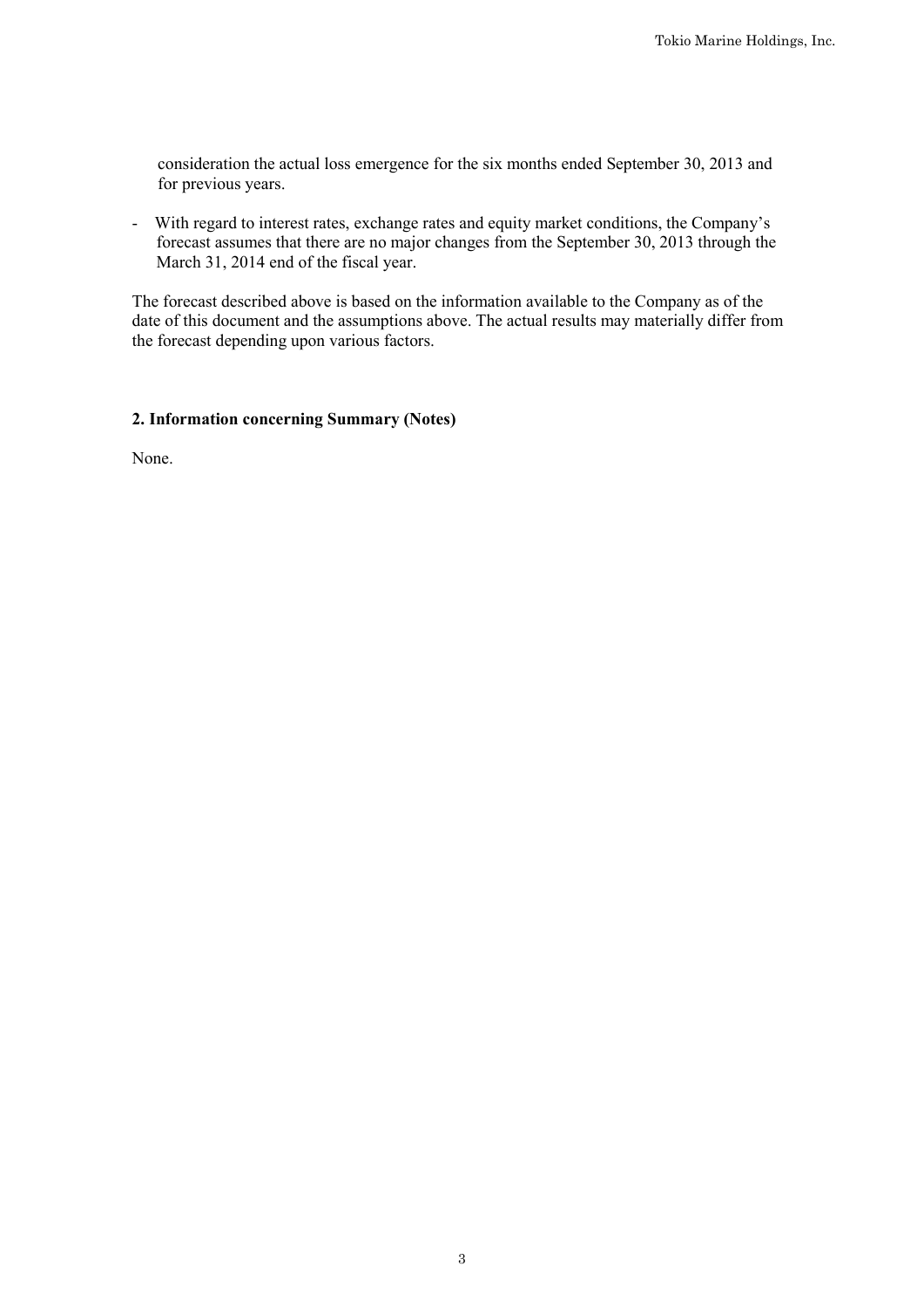consideration the actual loss emergence for the six months ended September 30, 2013 and for previous years.

- With regard to interest rates, exchange rates and equity market conditions, the Company's forecast assumes that there are no major changes from the September 30, 2013 through the March 31, 2014 end of the fiscal year.

The forecast described above is based on the information available to the Company as of the date of this document and the assumptions above. The actual results may materially differ from the forecast depending upon various factors.

## 2. Information concerning Summary (Notes)

None.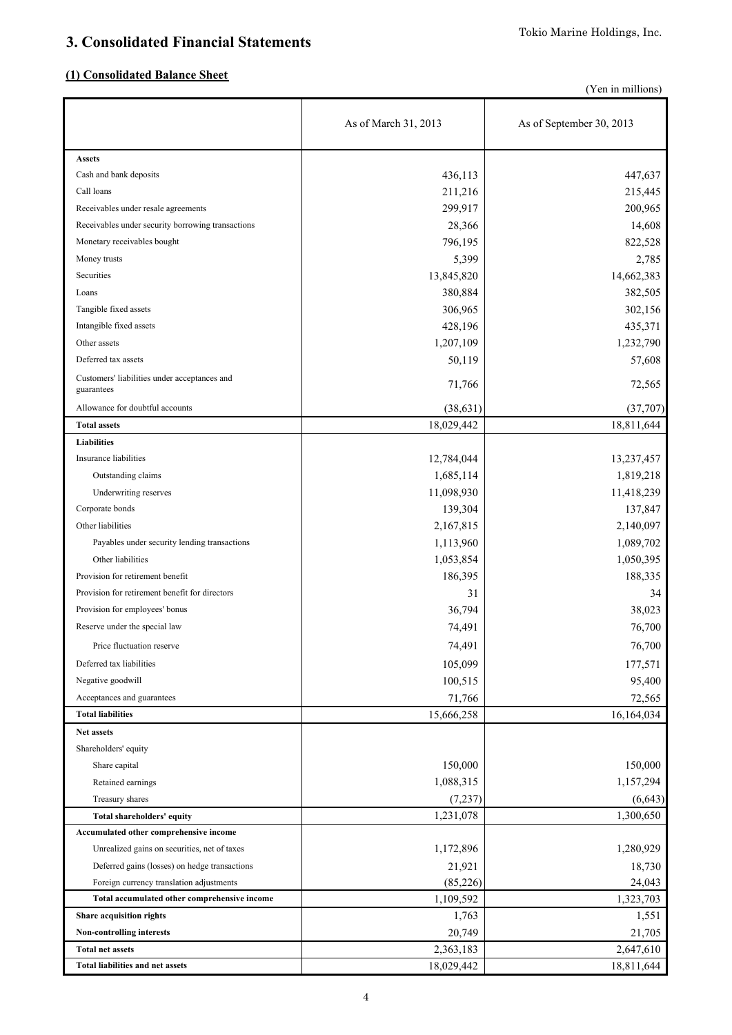# 3. Consolidated Financial Statements

## (1) Consolidated Balance Sheet

(Yen in millions)

| | As of March 31, 2013 | As of September 30, 2013 |
|---|---|---|
| **Assets** | | |
| Cash and bank deposits | 436,113 | 447,637 |
| Call loans | 211,216 | 215,445 |
| Receivables under resale agreements | 299,917 | 200,965 |
| Receivables under security borrowing transactions | 28,366 | 14,608 |
| Monetary receivables bought | 796,195 | 822,528 |
| Money trusts | 5,399 | 2,785 |
| Securities | 13,845,820 | 14,662,383 |
| Loans | 380,884 | 382,505 |
| Tangible fixed assets | 306,965 | 302,156 |
| Intangible fixed assets | 428,196 | 435,371 |
| Other assets | 1,207,109 | 1,232,790 |
| Deferred tax assets | 50,119 | 57,608 |
| Customers' liabilities under acceptances and guarantees | 71,766 | 72,565 |
| Allowance for doubtful accounts | (38,631) | (37,707) |
| **Total assets** | 18,029,442 | 18,811,644 |
| **Liabilities** | | |
| Insurance liabilities | 12,784,044 | 13,237,457 |
| Outstanding claims | 1,685,114 | 1,819,218 |
| Underwriting reserves | 11,098,930 | 11,418,239 |
| Corporate bonds | 139,304 | 137,847 |
| Other liabilities | 2,167,815 | 2,140,097 |
| Payables under security lending transactions | 1,113,960 | 1,089,702 |
| Other liabilities | 1,053,854 | 1,050,395 |
| Provision for retirement benefit | 186,395 | 188,335 |
| Provision for retirement benefit for directors | 31 | 34 |
| Provision for employees' bonus | 36,794 | 38,023 |
| Reserve under the special law | 74,491 | 76,700 |
| Price fluctuation reserve | 74,491 | 76,700 |
| Deferred tax liabilities | 105,099 | 177,571 |
| Negative goodwill | 100,515 | 95,400 |
| Acceptances and guarantees | 71,766 | 72,565 |
| **Total liabilities** | 15,666,258 | 16,164,034 |
| **Net assets** | | |
| Shareholders' equity | | |
| Share capital | 150,000 | 150,000 |
| Retained earnings | 1,088,315 | 1,157,294 |
| Treasury shares | (7,237) | (6,643) |
| **Total shareholders' equity** | 1,231,078 | 1,300,650 |
| **Accumulated other comprehensive income** | | |
| Unrealized gains on securities, net of taxes | 1,172,896 | 1,280,929 |
| Deferred gains (losses) on hedge transactions | 21,921 | 18,730 |
| Foreign currency translation adjustments | (85,226) | 24,043 |
| **Total accumulated other comprehensive income** | 1,109,592 | 1,323,703 |
| **Share acquisition rights** | 1,763 | 1,551 |
| **Non-controlling interests** | 20,749 | 21,705 |
| **Total net assets** | 2,363,183 | 2,647,610 |
| **Total liabilities and net assets** | 18,029,442 | 18,811,644 |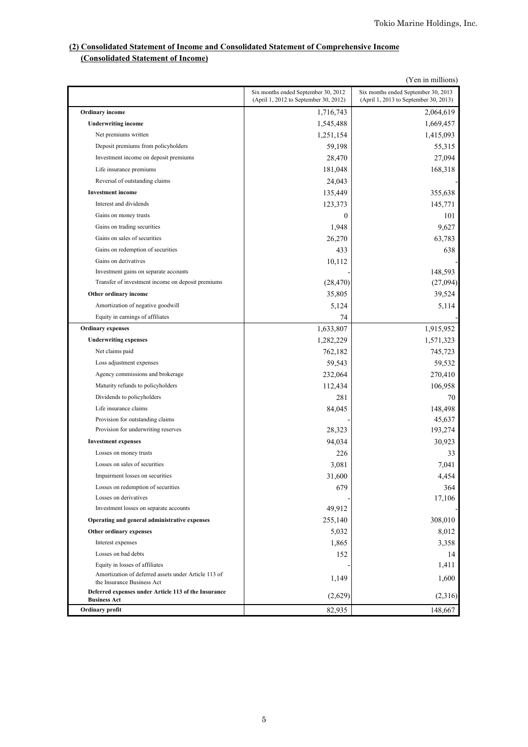## (2) Consolidated Statement of Income and Consolidated Statement of Comprehensive Income

### (Consolidated Statement of Income)

(Yen in millions)

| | Six months ended September 30, 2012 (April 1, 2012 to September 30, 2012) | Six months ended September 30, 2013 (April 1, 2013 to September 30, 2013) |
|---|---|---|
| **Ordinary income** | 1,716,743 | 2,064,619 |
| **Underwriting income** | 1,545,488 | 1,669,457 |
| Net premiums written | 1,251,154 | 1,415,093 |
| Deposit premiums from policyholders | 59,198 | 55,315 |
| Investment income on deposit premiums | 28,470 | 27,094 |
| Life insurance premiums | 181,048 | 168,318 |
| Reversal of outstanding claims | 24,043 | - |
| **Investment income** | 135,449 | 355,638 |
| Interest and dividends | 123,373 | 145,771 |
| Gains on money trusts | 0 | 101 |
| Gains on trading securities | 1,948 | 9,627 |
| Gains on sales of securities | 26,270 | 63,783 |
| Gains on redemption of securities | 433 | 638 |
| Gains on derivatives | 10,112 | - |
| Investment gains on separate accounts | - | 148,593 |
| Transfer of investment income on deposit premiums | (28,470) | (27,094) |
| **Other ordinary income** | 35,805 | 39,524 |
| Amortization of negative goodwill | 5,124 | 5,114 |
| Equity in earnings of affiliates | 74 | - |
| **Ordinary expenses** | 1,633,807 | 1,915,952 |
| **Underwriting expenses** | 1,282,229 | 1,571,323 |
| Net claims paid | 762,182 | 745,723 |
| Loss adjustment expenses | 59,543 | 59,532 |
| Agency commissions and brokerage | 232,064 | 270,410 |
| Maturity refunds to policyholders | 112,434 | 106,958 |
| Dividends to policyholders | 281 | 70 |
| Life insurance claims | 84,045 | 148,498 |
| Provision for outstanding claims | - | 45,637 |
| Provision for underwriting reserves | 28,323 | 193,274 |
| **Investment expenses** | 94,034 | 30,923 |
| Losses on money trusts | 226 | 33 |
| Losses on sales of securities | 3,081 | 7,041 |
| Impairment losses on securities | 31,600 | 4,454 |
| Losses on redemption of securities | 679 | 364 |
| Losses on derivatives | - | 17,106 |
| Investment losses on separate accounts | 49,912 | - |
| **Operating and general administrative expenses** | 255,140 | 308,010 |
| **Other ordinary expenses** | 5,032 | 8,012 |
| Interest expenses | 1,865 | 3,358 |
| Losses on bad debts | 152 | 14 |
| Equity in losses of affiliates | - | 1,411 |
| Amortization of deferred assets under Article 113 of the Insurance Business Act | 1,149 | 1,600 |
| **Deferred expenses under Article 113 of the Insurance Business Act** | (2,629) | (2,316) |
| **Ordinary profit** | 82,935 | 148,667 |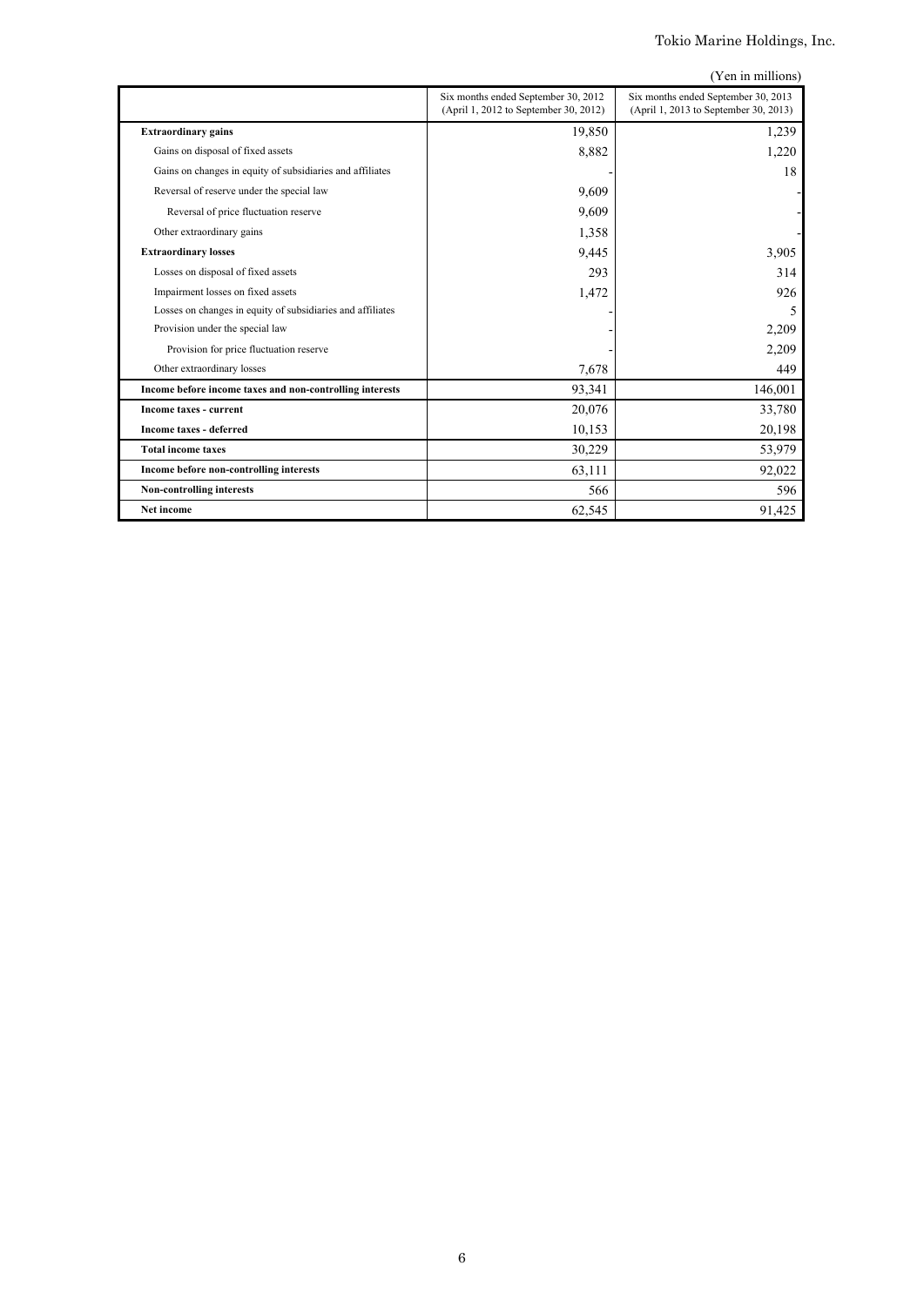(Yen in millions)

| | Six months ended September 30, 2012 (April 1, 2012 to September 30, 2012) | Six months ended September 30, 2013 (April 1, 2013 to September 30, 2013) |
|---|---|---|
| **Extraordinary gains** | 19,850 | 1,239 |
| Gains on disposal of fixed assets | 8,882 | 1,220 |
| Gains on changes in equity of subsidiaries and affiliates | - | 18 |
| Reversal of reserve under the special law | 9,609 | - |
| Reversal of price fluctuation reserve | 9,609 | - |
| Other extraordinary gains | 1,358 | - |
| **Extraordinary losses** | 9,445 | 3,905 |
| Losses on disposal of fixed assets | 293 | 314 |
| Impairment losses on fixed assets | 1,472 | 926 |
| Losses on changes in equity of subsidiaries and affiliates | - | 5 |
| Provision under the special law | - | 2,209 |
| Provision for price fluctuation reserve | - | 2,209 |
| Other extraordinary losses | 7,678 | 449 |
| **Income before income taxes and non-controlling interests** | 93,341 | 146,001 |
| **Income taxes - current** | 20,076 | 33,780 |
| **Income taxes - deferred** | 10,153 | 20,198 |
| **Total income taxes** | 30,229 | 53,979 |
| **Income before non-controlling interests** | 63,111 | 92,022 |
| **Non-controlling interests** | 566 | 596 |
| **Net income** | 62,545 | 91,425 |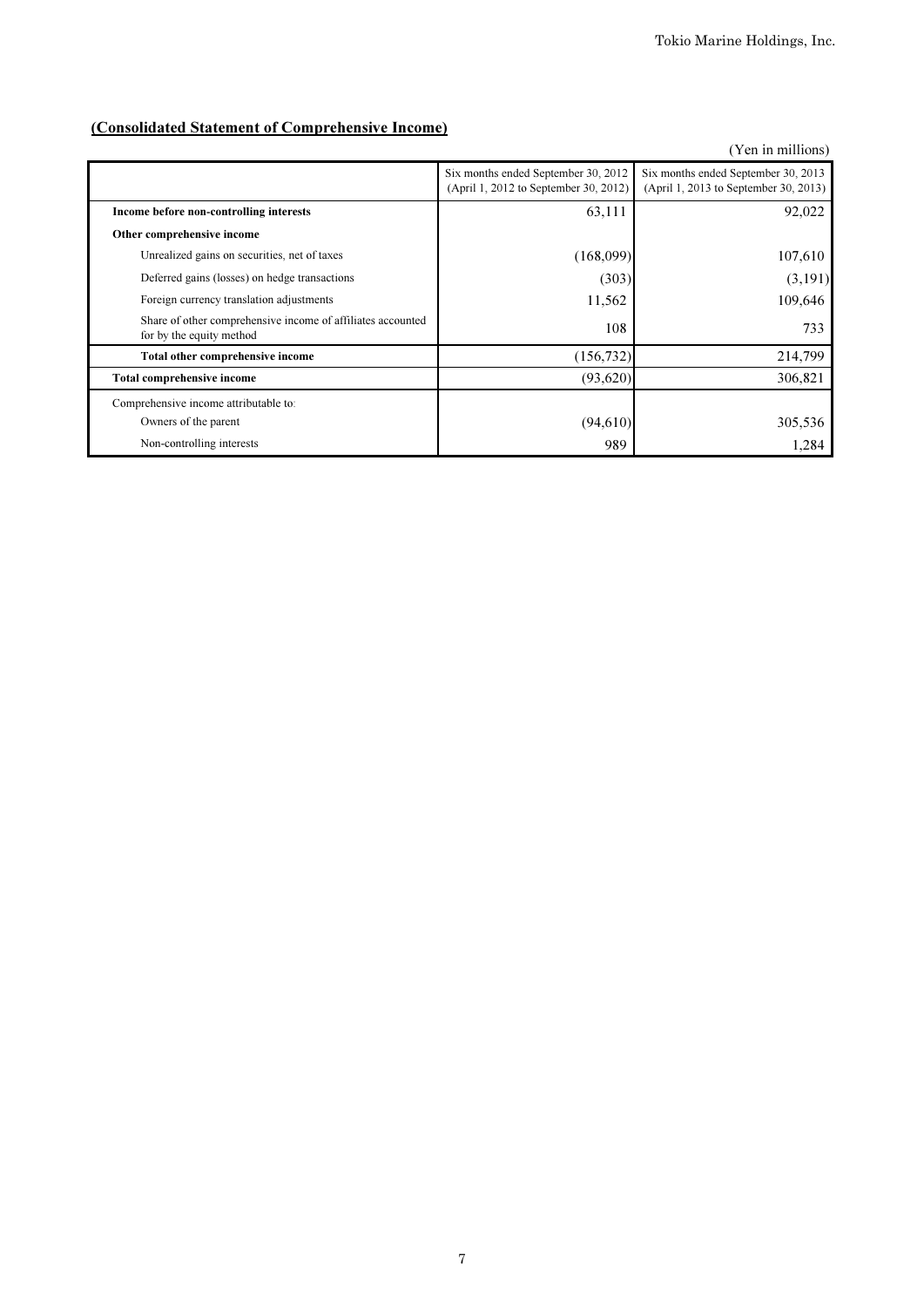**(Consolidated Statement of Comprehensive Income)**

(Yen in millions)

| | Six months ended September 30, 2012 (April 1, 2012 to September 30, 2012) | Six months ended September 30, 2013 (April 1, 2013 to September 30, 2013) |
|---|---|---|
| **Income before non-controlling interests** | 63,111 | 92,022 |
| **Other comprehensive income** | | |
| Unrealized gains on securities, net of taxes | (168,099) | 107,610 |
| Deferred gains (losses) on hedge transactions | (303) | (3,191) |
| Foreign currency translation adjustments | 11,562 | 109,646 |
| Share of other comprehensive income of affiliates accounted for by the equity method | 108 | 733 |
| **Total other comprehensive income** | (156,732) | 214,799 |
| **Total comprehensive income** | (93,620) | 306,821 |
| Comprehensive income attributable to: | | |
| Owners of the parent | (94,610) | 305,536 |
| Non-controlling interests | 989 | 1,284 |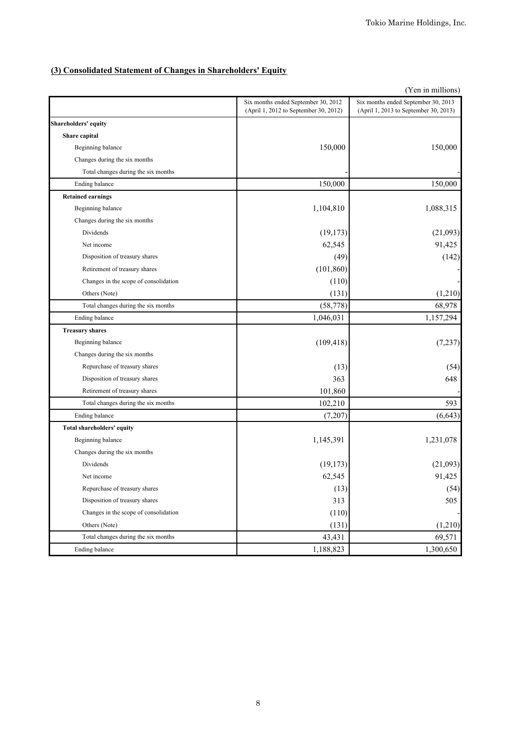## (3) Consolidated Statement of Changes in Shareholders' Equity

(Yen in millions)

| | Six months ended September 30, 2012 (April 1, 2012 to September 30, 2012) | Six months ended September 30, 2013 (April 1, 2013 to September 30, 2013) |
|---|---|---|
| **Shareholders' equity** | | |
| **Share capital** | | |
| Beginning balance | 150,000 | 150,000 |
| Changes during the six months | | |
| Total changes during the six months | - | - |
| Ending balance | 150,000 | 150,000 |
| **Retained earnings** | | |
| Beginning balance | 1,104,810 | 1,088,315 |
| Changes during the six months | | |
| Dividends | (19,173) | (21,093) |
| Net income | 62,545 | 91,425 |
| Disposition of treasury shares | (49) | (142) |
| Retirement of treasury shares | (101,860) | - |
| Changes in the scope of consolidation | (110) | - |
| Others (Note) | (131) | (1,210) |
| Total changes during the six months | (58,778) | 68,978 |
| Ending balance | 1,046,031 | 1,157,294 |
| **Treasury shares** | | |
| Beginning balance | (109,418) | (7,237) |
| Changes during the six months | | |
| Repurchase of treasury shares | (13) | (54) |
| Disposition of treasury shares | 363 | 648 |
| Retirement of treasury shares | 101,860 | - |
| Total changes during the six months | 102,210 | 593 |
| Ending balance | (7,207) | (6,643) |
| **Total shareholders' equity** | | |
| Beginning balance | 1,145,391 | 1,231,078 |
| Changes during the six months | | |
| Dividends | (19,173) | (21,093) |
| Net income | 62,545 | 91,425 |
| Repurchase of treasury shares | (13) | (54) |
| Disposition of treasury shares | 313 | 505 |
| Changes in the scope of consolidation | (110) | - |
| Others (Note) | (131) | (1,210) |
| Total changes during the six months | 43,431 | 69,571 |
| Ending balance | 1,188,823 | 1,300,650 |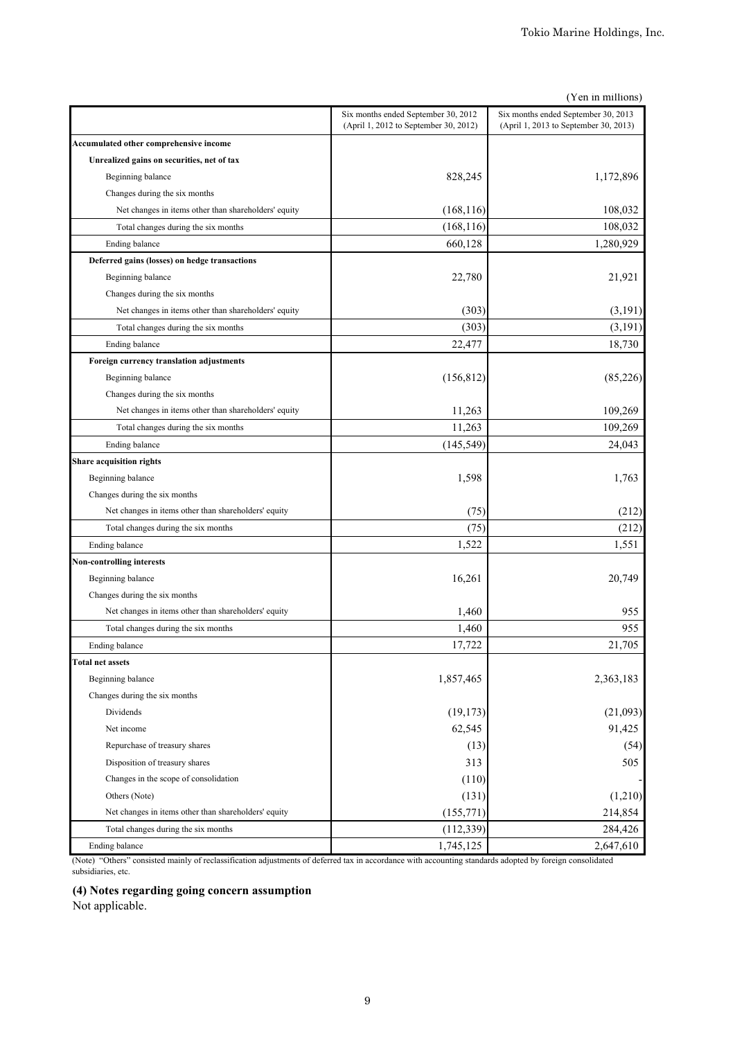(Yen in millions)

| | Six months ended September 30, 2012 (April 1, 2012 to September 30, 2012) | Six months ended September 30, 2013 (April 1, 2013 to September 30, 2013) |
|---|---|---|
| **Accumulated other comprehensive income** | | |
| **Unrealized gains on securities, net of tax** | | |
| Beginning balance | 828,245 | 1,172,896 |
| Changes during the six months | | |
| Net changes in items other than shareholders' equity | (168,116) | 108,032 |
| Total changes during the six months | (168,116) | 108,032 |
| Ending balance | 660,128 | 1,280,929 |
| **Deferred gains (losses) on hedge transactions** | | |
| Beginning balance | 22,780 | 21,921 |
| Changes during the six months | | |
| Net changes in items other than shareholders' equity | (303) | (3,191) |
| Total changes during the six months | (303) | (3,191) |
| Ending balance | 22,477 | 18,730 |
| **Foreign currency translation adjustments** | | |
| Beginning balance | (156,812) | (85,226) |
| Changes during the six months | | |
| Net changes in items other than shareholders' equity | 11,263 | 109,269 |
| Total changes during the six months | 11,263 | 109,269 |
| Ending balance | (145,549) | 24,043 |
| **Share acquisition rights** | | |
| Beginning balance | 1,598 | 1,763 |
| Changes during the six months | | |
| Net changes in items other than shareholders' equity | (75) | (212) |
| Total changes during the six months | (75) | (212) |
| Ending balance | 1,522 | 1,551 |
| **Non-controlling interests** | | |
| Beginning balance | 16,261 | 20,749 |
| Changes during the six months | | |
| Net changes in items other than shareholders' equity | 1,460 | 955 |
| Total changes during the six months | 1,460 | 955 |
| Ending balance | 17,722 | 21,705 |
| **Total net assets** | | |
| Beginning balance | 1,857,465 | 2,363,183 |
| Changes during the six months | | |
| Dividends | (19,173) | (21,093) |
| Net income | 62,545 | 91,425 |
| Repurchase of treasury shares | (13) | (54) |
| Disposition of treasury shares | 313 | 505 |
| Changes in the scope of consolidation | (110) | - |
| Others (Note) | (131) | (1,210) |
| Net changes in items other than shareholders' equity | (155,771) | 214,854 |
| Total changes during the six months | (112,339) | 284,426 |
| Ending balance | 1,745,125 | 2,647,610 |

(Note) "Others" consisted mainly of reclassification adjustments of deferred tax in accordance with accounting standards adopted by foreign consolidated subsidiaries, etc.

### (4) Notes regarding going concern assumption

Not applicable.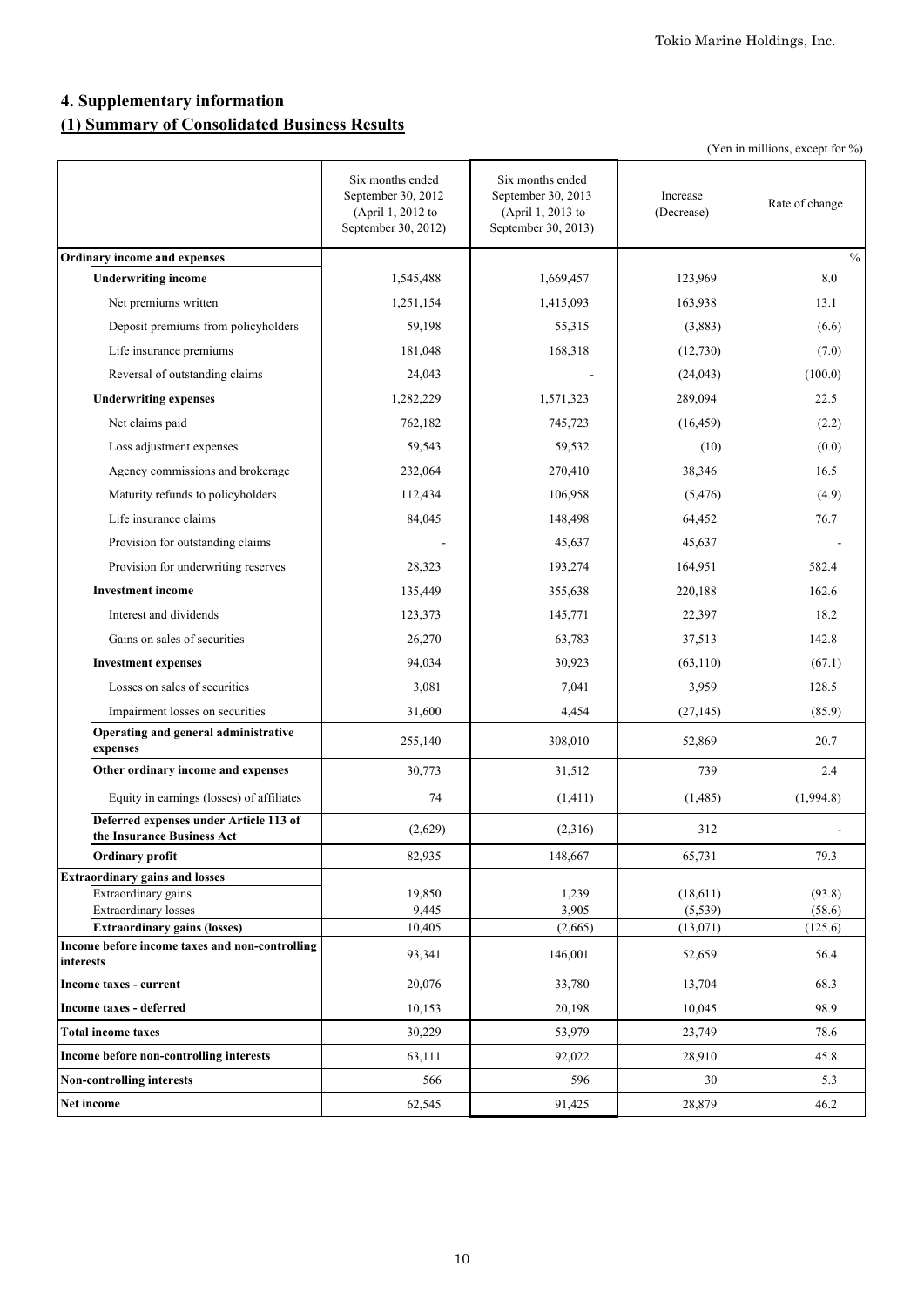## 4. Supplementary information

### (1) Summary of Consolidated Business Results

(Yen in millions, except for %)

| | Six months ended September 30, 2012 (April 1, 2012 to September 30, 2012) | Six months ended September 30, 2013 (April 1, 2013 to September 30, 2013) | Increase (Decrease) | Rate of change |
|---|---|---|---|---|
| **Ordinary income and expenses** | | | | % |
| **Underwriting income** | 1,545,488 | 1,669,457 | 123,969 | 8.0 |
| Net premiums written | 1,251,154 | 1,415,093 | 163,938 | 13.1 |
| Deposit premiums from policyholders | 59,198 | 55,315 | (3,883) | (6.6) |
| Life insurance premiums | 181,048 | 168,318 | (12,730) | (7.0) |
| Reversal of outstanding claims | 24,043 | - | (24,043) | (100.0) |
| **Underwriting expenses** | 1,282,229 | 1,571,323 | 289,094 | 22.5 |
| Net claims paid | 762,182 | 745,723 | (16,459) | (2.2) |
| Loss adjustment expenses | 59,543 | 59,532 | (10) | (0.0) |
| Agency commissions and brokerage | 232,064 | 270,410 | 38,346 | 16.5 |
| Maturity refunds to policyholders | 112,434 | 106,958 | (5,476) | (4.9) |
| Life insurance claims | 84,045 | 148,498 | 64,452 | 76.7 |
| Provision for outstanding claims | - | 45,637 | 45,637 | - |
| Provision for underwriting reserves | 28,323 | 193,274 | 164,951 | 582.4 |
| **Investment income** | 135,449 | 355,638 | 220,188 | 162.6 |
| Interest and dividends | 123,373 | 145,771 | 22,397 | 18.2 |
| Gains on sales of securities | 26,270 | 63,783 | 37,513 | 142.8 |
| **Investment expenses** | 94,034 | 30,923 | (63,110) | (67.1) |
| Losses on sales of securities | 3,081 | 7,041 | 3,959 | 128.5 |
| Impairment losses on securities | 31,600 | 4,454 | (27,145) | (85.9) |
| **Operating and general administrative expenses** | 255,140 | 308,010 | 52,869 | 20.7 |
| **Other ordinary income and expenses** | 30,773 | 31,512 | 739 | 2.4 |
| Equity in earnings (losses) of affiliates | 74 | (1,411) | (1,485) | (1,994.8) |
| **Deferred expenses under Article 113 of the Insurance Business Act** | (2,629) | (2,316) | 312 | - |
| **Ordinary profit** | 82,935 | 148,667 | 65,731 | 79.3 |
| **Extraordinary gains and losses** | | | | |
| Extraordinary gains | 19,850 | 1,239 | (18,611) | (93.8) |
| Extraordinary losses | 9,445 | 3,905 | (5,539) | (58.6) |
| **Extraordinary gains (losses)** | 10,405 | (2,665) | (13,071) | (125.6) |
| **Income before income taxes and non-controlling interests** | 93,341 | 146,001 | 52,659 | 56.4 |
| **Income taxes - current** | 20,076 | 33,780 | 13,704 | 68.3 |
| **Income taxes - deferred** | 10,153 | 20,198 | 10,045 | 98.9 |
| **Total income taxes** | 30,229 | 53,979 | 23,749 | 78.6 |
| **Income before non-controlling interests** | 63,111 | 92,022 | 28,910 | 45.8 |
| **Non-controlling interests** | 566 | 596 | 30 | 5.3 |
| **Net income** | 62,545 | 91,425 | 28,879 | 46.2 |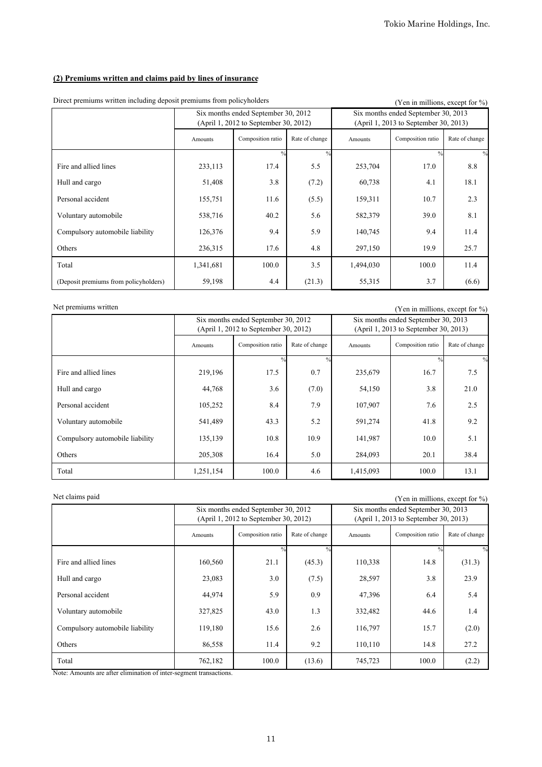**(2) Premiums written and claims paid by lines of insurance**

Direct premiums written including deposit premiums from policyholders

(Yen in millions, except for %)

| | Six months ended September 30, 2012 (April 1, 2012 to September 30, 2012) | | | Six months ended September 30, 2013 (April 1, 2013 to September 30, 2013) | | |
|---|---|---|---|---|---|---|
| | Amounts | Composition ratio | Rate of change | Amounts | Composition ratio | Rate of change |
| | | % | % | | % | % |
| Fire and allied lines | 233,113 | 17.4 | 5.5 | 253,704 | 17.0 | 8.8 |
| Hull and cargo | 51,408 | 3.8 | (7.2) | 60,738 | 4.1 | 18.1 |
| Personal accident | 155,751 | 11.6 | (5.5) | 159,311 | 10.7 | 2.3 |
| Voluntary automobile | 538,716 | 40.2 | 5.6 | 582,379 | 39.0 | 8.1 |
| Compulsory automobile liability | 126,376 | 9.4 | 5.9 | 140,745 | 9.4 | 11.4 |
| Others | 236,315 | 17.6 | 4.8 | 297,150 | 19.9 | 25.7 |
| Total | 1,341,681 | 100.0 | 3.5 | 1,494,030 | 100.0 | 11.4 |
| (Deposit premiums from policyholders) | 59,198 | 4.4 | (21.3) | 55,315 | 3.7 | (6.6) |

Net premiums written

(Yen in millions, except for %)

| | Six months ended September 30, 2012 (April 1, 2012 to September 30, 2012) | | | Six months ended September 30, 2013 (April 1, 2013 to September 30, 2013) | | |
|---|---|---|---|---|---|---|
| | Amounts | Composition ratio | Rate of change | Amounts | Composition ratio | Rate of change |
| | | % | % | | % | % |
| Fire and allied lines | 219,196 | 17.5 | 0.7 | 235,679 | 16.7 | 7.5 |
| Hull and cargo | 44,768 | 3.6 | (7.0) | 54,150 | 3.8 | 21.0 |
| Personal accident | 105,252 | 8.4 | 7.9 | 107,907 | 7.6 | 2.5 |
| Voluntary automobile | 541,489 | 43.3 | 5.2 | 591,274 | 41.8 | 9.2 |
| Compulsory automobile liability | 135,139 | 10.8 | 10.9 | 141,987 | 10.0 | 5.1 |
| Others | 205,308 | 16.4 | 5.0 | 284,093 | 20.1 | 38.4 |
| Total | 1,251,154 | 100.0 | 4.6 | 1,415,093 | 100.0 | 13.1 |

Net claims paid

(Yen in millions, except for %)

| | Six months ended September 30, 2012 (April 1, 2012 to September 30, 2012) | | | Six months ended September 30, 2013 (April 1, 2013 to September 30, 2013) | | |
|---|---|---|---|---|---|---|
| | Amounts | Composition ratio | Rate of change | Amounts | Composition ratio | Rate of change |
| | | % | % | | % | % |
| Fire and allied lines | 160,560 | 21.1 | (45.3) | 110,338 | 14.8 | (31.3) |
| Hull and cargo | 23,083 | 3.0 | (7.5) | 28,597 | 3.8 | 23.9 |
| Personal accident | 44,974 | 5.9 | 0.9 | 47,396 | 6.4 | 5.4 |
| Voluntary automobile | 327,825 | 43.0 | 1.3 | 332,482 | 44.6 | 1.4 |
| Compulsory automobile liability | 119,180 | 15.6 | 2.6 | 116,797 | 15.7 | (2.0) |
| Others | 86,558 | 11.4 | 9.2 | 110,110 | 14.8 | 27.2 |
| Total | 762,182 | 100.0 | (13.6) | 745,723 | 100.0 | (2.2) |

Note: Amounts are after elimination of inter-segment transactions.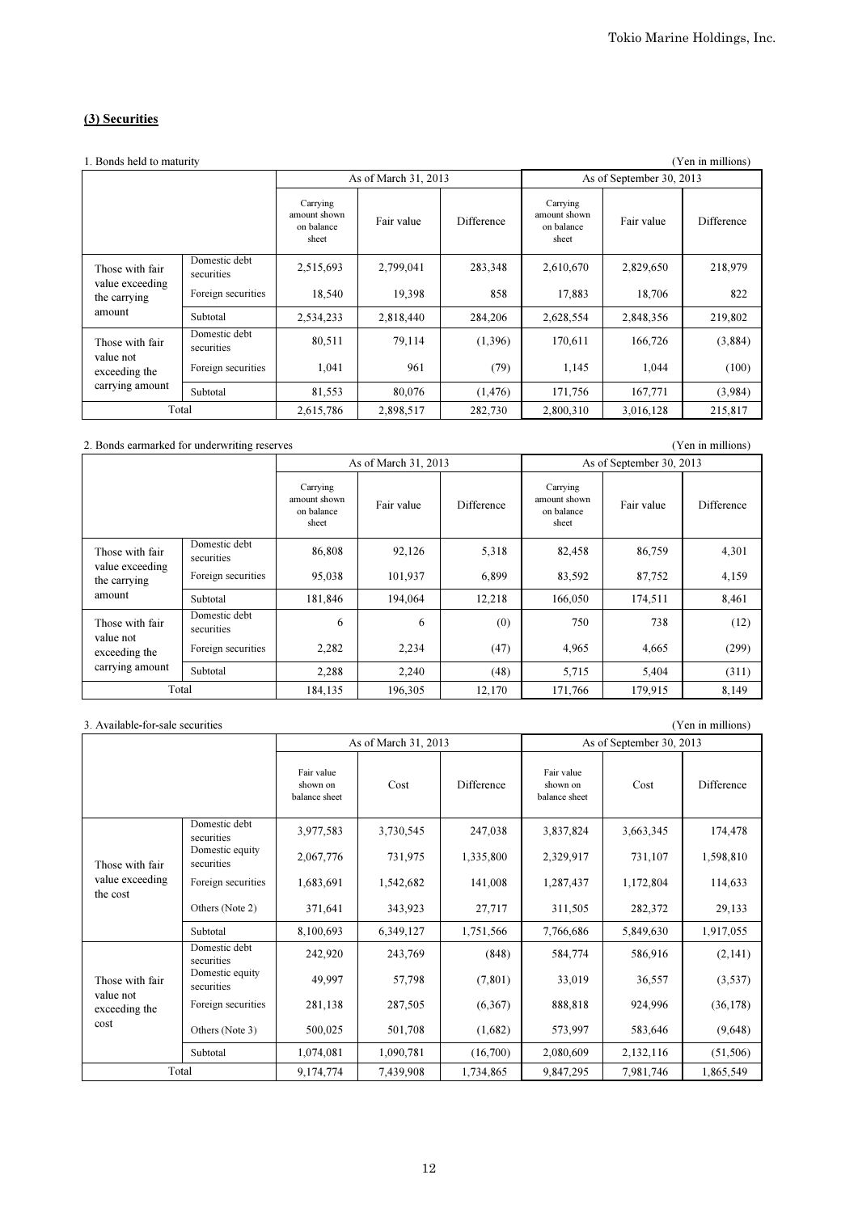## (3) Securities

1. Bonds held to maturity (Yen in millions)

| | | As of March 31, 2013 | | | As of September 30, 2013 | | |
|---|---|---|---|---|---|---|---|
| | | Carrying amount shown on balance sheet | Fair value | Difference | Carrying amount shown on balance sheet | Fair value | Difference |
| Those with fair value exceeding the carrying amount | Domestic debt securities | 2,515,693 | 2,799,041 | 283,348 | 2,610,670 | 2,829,650 | 218,979 |
| | Foreign securities | 18,540 | 19,398 | 858 | 17,883 | 18,706 | 822 |
| | Subtotal | 2,534,233 | 2,818,440 | 284,206 | 2,628,554 | 2,848,356 | 219,802 |
| Those with fair value not exceeding the carrying amount | Domestic debt securities | 80,511 | 79,114 | (1,396) | 170,611 | 166,726 | (3,884) |
| | Foreign securities | 1,041 | 961 | (79) | 1,145 | 1,044 | (100) |
| | Subtotal | 81,553 | 80,076 | (1,476) | 171,756 | 167,771 | (3,984) |
| Total | | 2,615,786 | 2,898,517 | 282,730 | 2,800,310 | 3,016,128 | 215,817 |

2. Bonds earmarked for underwriting reserves (Yen in millions)

| | | As of March 31, 2013 | | | As of September 30, 2013 | | |
|---|---|---|---|---|---|---|---|
| | | Carrying amount shown on balance sheet | Fair value | Difference | Carrying amount shown on balance sheet | Fair value | Difference |
| Those with fair value exceeding the carrying amount | Domestic debt securities | 86,808 | 92,126 | 5,318 | 82,458 | 86,759 | 4,301 |
| | Foreign securities | 95,038 | 101,937 | 6,899 | 83,592 | 87,752 | 4,159 |
| | Subtotal | 181,846 | 194,064 | 12,218 | 166,050 | 174,511 | 8,461 |
| Those with fair value not exceeding the carrying amount | Domestic debt securities | 6 | 6 | (0) | 750 | 738 | (12) |
| | Foreign securities | 2,282 | 2,234 | (47) | 4,965 | 4,665 | (299) |
| | Subtotal | 2,288 | 2,240 | (48) | 5,715 | 5,404 | (311) |
| Total | | 184,135 | 196,305 | 12,170 | 171,766 | 179,915 | 8,149 |

3. Available-for-sale securities (Yen in millions)

| | | As of March 31, 2013 | | | As of September 30, 2013 | | |
|---|---|---|---|---|---|---|---|
| | | Fair value shown on balance sheet | Cost | Difference | Fair value shown on balance sheet | Cost | Difference |
| Those with fair value exceeding the cost | Domestic debt securities | 3,977,583 | 3,730,545 | 247,038 | 3,837,824 | 3,663,345 | 174,478 |
| | Domestic equity securities | 2,067,776 | 731,975 | 1,335,800 | 2,329,917 | 731,107 | 1,598,810 |
| | Foreign securities | 1,683,691 | 1,542,682 | 141,008 | 1,287,437 | 1,172,804 | 114,633 |
| | Others (Note 2) | 371,641 | 343,923 | 27,717 | 311,505 | 282,372 | 29,133 |
| | Subtotal | 8,100,693 | 6,349,127 | 1,751,566 | 7,766,686 | 5,849,630 | 1,917,055 |
| Those with fair value not exceeding the cost | Domestic debt securities | 242,920 | 243,769 | (848) | 584,774 | 586,916 | (2,141) |
| | Domestic equity securities | 49,997 | 57,798 | (7,801) | 33,019 | 36,557 | (3,537) |
| | Foreign securities | 281,138 | 287,505 | (6,367) | 888,818 | 924,996 | (36,178) |
| | Others (Note 3) | 500,025 | 501,708 | (1,682) | 573,997 | 583,646 | (9,648) |
| | Subtotal | 1,074,081 | 1,090,781 | (16,700) | 2,080,609 | 2,132,116 | (51,506) |
| Total | | 9,174,774 | 7,439,908 | 1,734,865 | 9,847,295 | 7,981,746 | 1,865,549 |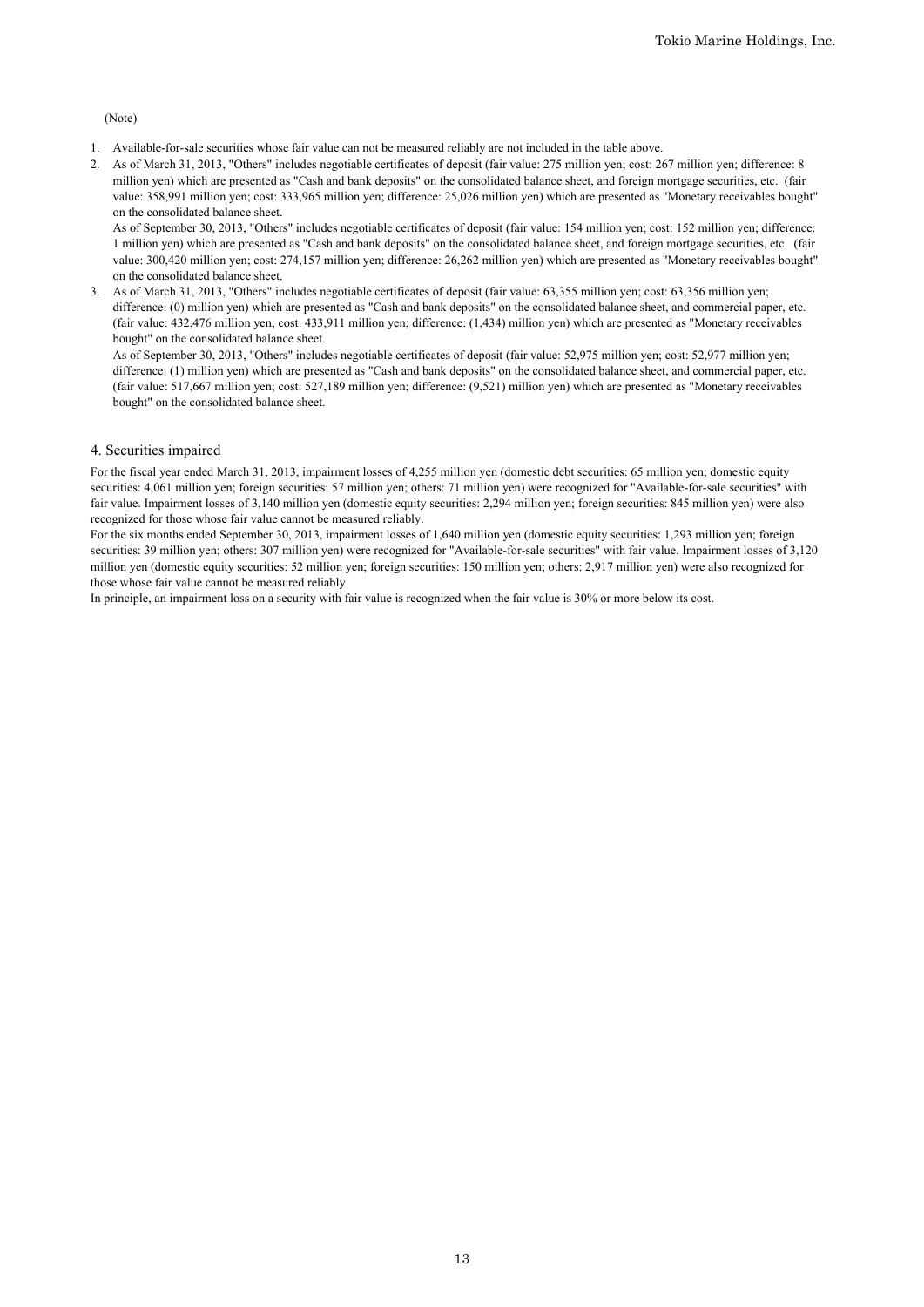(Note)

1. Available-for-sale securities whose fair value can not be measured reliably are not included in the table above.
2. As of March 31, 2013, "Others" includes negotiable certificates of deposit (fair value: 275 million yen; cost: 267 million yen; difference: 8 million yen) which are presented as "Cash and bank deposits" on the consolidated balance sheet, and foreign mortgage securities, etc. (fair value: 358,991 million yen; cost: 333,965 million yen; difference: 25,026 million yen) which are presented as "Monetary receivables bought" on the consolidated balance sheet.
   As of September 30, 2013, "Others" includes negotiable certificates of deposit (fair value: 154 million yen; cost: 152 million yen; difference: 1 million yen) which are presented as "Cash and bank deposits" on the consolidated balance sheet, and foreign mortgage securities, etc. (fair value: 300,420 million yen; cost: 274,157 million yen; difference: 26,262 million yen) which are presented as "Monetary receivables bought" on the consolidated balance sheet.
3. As of March 31, 2013, "Others" includes negotiable certificates of deposit (fair value: 63,355 million yen; cost: 63,356 million yen; difference: (0) million yen) which are presented as "Cash and bank deposits" on the consolidated balance sheet, and commercial paper, etc. (fair value: 432,476 million yen; cost: 433,911 million yen; difference: (1,434) million yen) which are presented as "Monetary receivables bought" on the consolidated balance sheet.
   As of September 30, 2013, "Others" includes negotiable certificates of deposit (fair value: 52,975 million yen; cost: 52,977 million yen; difference: (1) million yen) which are presented as "Cash and bank deposits" on the consolidated balance sheet, and commercial paper, etc. (fair value: 517,667 million yen; cost: 527,189 million yen; difference: (9,521) million yen) which are presented as "Monetary receivables bought" on the consolidated balance sheet.

## 4. Securities impaired

For the fiscal year ended March 31, 2013, impairment losses of 4,255 million yen (domestic debt securities: 65 million yen; domestic equity securities: 4,061 million yen; foreign securities: 57 million yen; others: 71 million yen) were recognized for "Available-for-sale securities" with fair value. Impairment losses of 3,140 million yen (domestic equity securities: 2,294 million yen; foreign securities: 845 million yen) were also recognized for those whose fair value cannot be measured reliably.
For the six months ended September 30, 2013, impairment losses of 1,640 million yen (domestic equity securities: 1,293 million yen; foreign securities: 39 million yen; others: 307 million yen) were recognized for "Available-for-sale securities" with fair value. Impairment losses of 3,120 million yen (domestic equity securities: 52 million yen; foreign securities: 150 million yen; others: 2,917 million yen) were also recognized for those whose fair value cannot be measured reliably.
In principle, an impairment loss on a security with fair value is recognized when the fair value is 30% or more below its cost.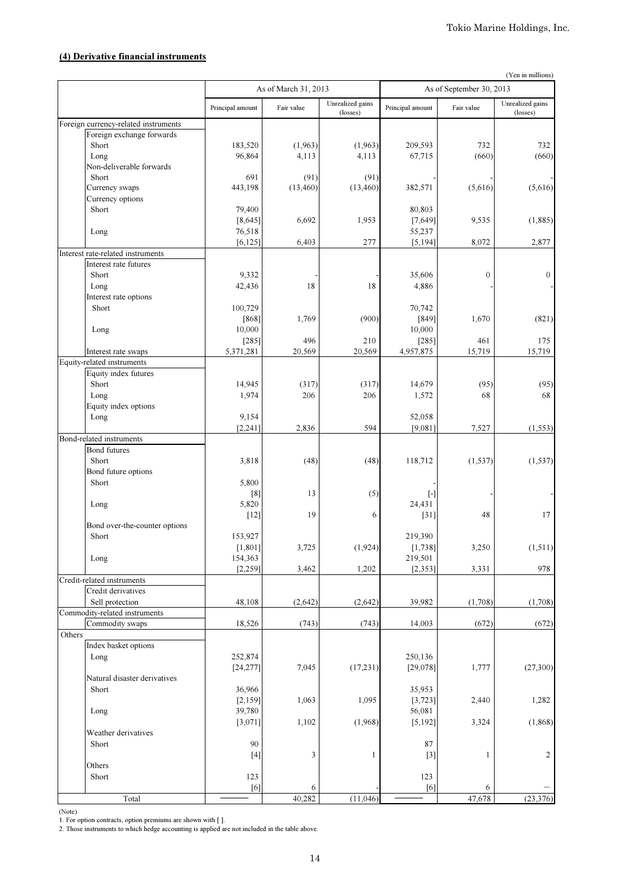## (4) Derivative financial instruments

(Yen in millions)

| | As of March 31, 2013 | | | As of September 30, 2013 | | |
|---|---|---|---|---|---|---|
| | Principal amount | Fair value | Unrealized gains (losses) | Principal amount | Fair value | Unrealized gains (losses) |
| **Foreign currency-related instruments** | | | | | | |
| Foreign exchange forwards | | | | | | |
| Short | 183,520 | (1,963) | (1,963) | 209,593 | 732 | 732 |
| Long | 96,864 | 4,113 | 4,113 | 67,715 | (660) | (660) |
| Non-deliverable forwards | | | | | | |
| Short | 691 | (91) | (91) | - | - | - |
| Currency swaps | 443,198 | (13,460) | (13,460) | 382,571 | (5,616) | (5,616) |
| Currency options | | | | | | |
| Short | 79,400 [8,645] | 6,692 | 1,953 | 80,803 [7,649] | 9,535 | (1,885) |
| Long | 76,518 [6,125] | 6,403 | 277 | 55,237 [5,194] | 8,072 | 2,877 |
| **Interest rate-related instruments** | | | | | | |
| Interest rate futures | | | | | | |
| Short | 9,332 | - | - | 35,606 | 0 | 0 |
| Long | 42,436 | 18 | 18 | 4,886 | - | - |
| Interest rate options | | | | | | |
| Short | 100,729 [868] | 1,769 | (900) | 70,742 [849] | 1,670 | (821) |
| Long | 10,000 [285] | 496 | 210 | 10,000 [285] | 461 | 175 |
| Interest rate swaps | 5,371,281 | 20,569 | 20,569 | 4,957,875 | 15,719 | 15,719 |
| **Equity-related instruments** | | | | | | |
| Equity index futures | | | | | | |
| Short | 14,945 | (317) | (317) | 14,679 | (95) | (95) |
| Long | 1,974 | 206 | 206 | 1,572 | 68 | 68 |
| Equity index options | | | | | | |
| Long | 9,154 [2,241] | 2,836 | 594 | 52,058 [9,081] | 7,527 | (1,553) |
| **Bond-related instruments** | | | | | | |
| Bond futures | | | | | | |
| Short | 3,818 | (48) | (48) | 118,712 | (1,537) | (1,537) |
| Bond future options | | | | | | |
| Short | 5,800 [8] | 13 | (5) | - [-] | - | - |
| Long | 5,820 [12] | 19 | 6 | 24,431 [31] | 48 | 17 |
| Bond over-the-counter options | | | | | | |
| Short | 153,927 [1,801] | 3,725 | (1,924) | 219,390 [1,738] | 3,250 | (1,511) |
| Long | 154,363 [2,259] | 3,462 | 1,202 | 219,501 [2,353] | 3,331 | 978 |
| **Credit-related instruments** | | | | | | |
| Credit derivatives | | | | | | |
| Sell protection | 48,108 | (2,642) | (2,642) | 39,982 | (1,708) | (1,708) |
| **Commodity-related instruments** | | | | | | |
| Commodity swaps | 18,526 | (743) | (743) | 14,003 | (672) | (672) |
| **Others** | | | | | | |
| Index basket options | | | | | | |
| Long | 252,874 [24,277] | 7,045 | (17,231) | 250,136 [29,078] | 1,777 | (27,300) |
| Natural disaster derivatives | | | | | | |
| Short | 36,966 [2,159] | 1,063 | 1,095 | 35,953 [3,723] | 2,440 | 1,282 |
| Long | 39,780 [3,071] | 1,102 | (1,968) | 56,081 [5,192] | 3,324 | (1,868) |
| Weather derivatives | | | | | | |
| Short | 90 [4] | 3 | 1 | 87 [3] | 1 | 2 |
| Others | | | | | | |
| Short | 123 [6] | 6 | - | 123 [6] | 6 | － |
| Total | | 40,282 | (11,046) | | 47,678 | (23,376) |

(Note)
1. For option contracts, option premiums are shown with [ ].
2. Those instruments to which hedge accounting is applied are not included in the table above.